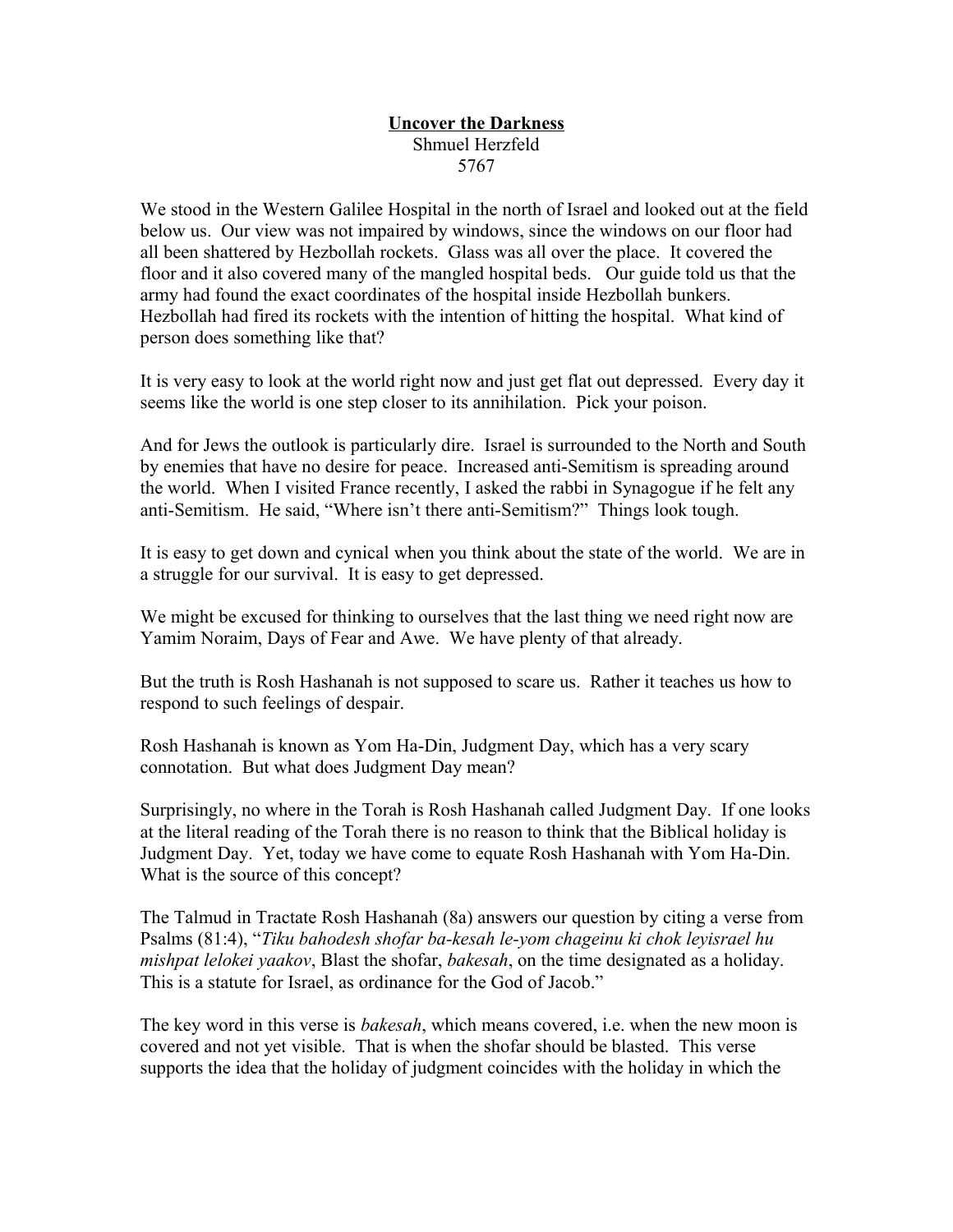**<u>Uncover the Darkness</u>**

Shmuel Herzfeld

5767

We stood in the Western Galilee Hospital in the north of Israel and looked out at the field below us. Our view was not impaired by windows, since the windows on our floor had all been shattered by Hezbollah rockets. Glass was all over the place. It covered the floor and it also covered many of the mangled hospital beds. Our guide told us that the army had found the exact coordinates of the hospital inside Hezbollah bunkers. Hezbollah had fired its rockets with the intention of hitting the hospital. What kind of person does something like that?

It is very easy to look at the world right now and just get flat out depressed. Every day it seems like the world is one step closer to its annihilation. Pick your poison.

And for Jews the outlook is particularly dire. Israel is surrounded to the North and South by enemies that have no desire for peace. Increased anti-Semitism is spreading around the world. When I visited France recently, I asked the rabbi in Synagogue if he felt any anti-Semitism. He said, "Where isn't there anti-Semitism?" Things look tough.

It is easy to get down and cynical when you think about the state of the world. We are in a struggle for our survival. It is easy to get depressed.

We might be excused for thinking to ourselves that the last thing we need right now are Yamim Noraim, Days of Fear and Awe. We have plenty of that already.

But the truth is Rosh Hashanah is not supposed to scare us. Rather it teaches us how to respond to such feelings of despair.

Rosh Hashanah is known as Yom Ha-Din, Judgment Day, which has a very scary connotation. But what does Judgment Day mean?

Surprisingly, no where in the Torah is Rosh Hashanah called Judgment Day. If one looks at the literal reading of the Torah there is no reason to think that the Biblical holiday is Judgment Day. Yet, today we have come to equate Rosh Hashanah with Yom Ha-Din. What is the source of this concept?

The Talmud in Tractate Rosh Hashanah (8a) answers our question by citing a verse from Psalms (81:4), "*Tiku bahodesh shofar ba-kesah le-yom chageinu ki chok leyisrael hu mishpat lelokei yaakov*, Blast the shofar, *bakesah*, on the time designated as a holiday. This is a statute for Israel, as ordinance for the God of Jacob."

The key word in this verse is *bakesah*, which means covered, i.e. when the new moon is covered and not yet visible. That is when the shofar should be blasted. This verse supports the idea that the holiday of judgment coincides with the holiday in which the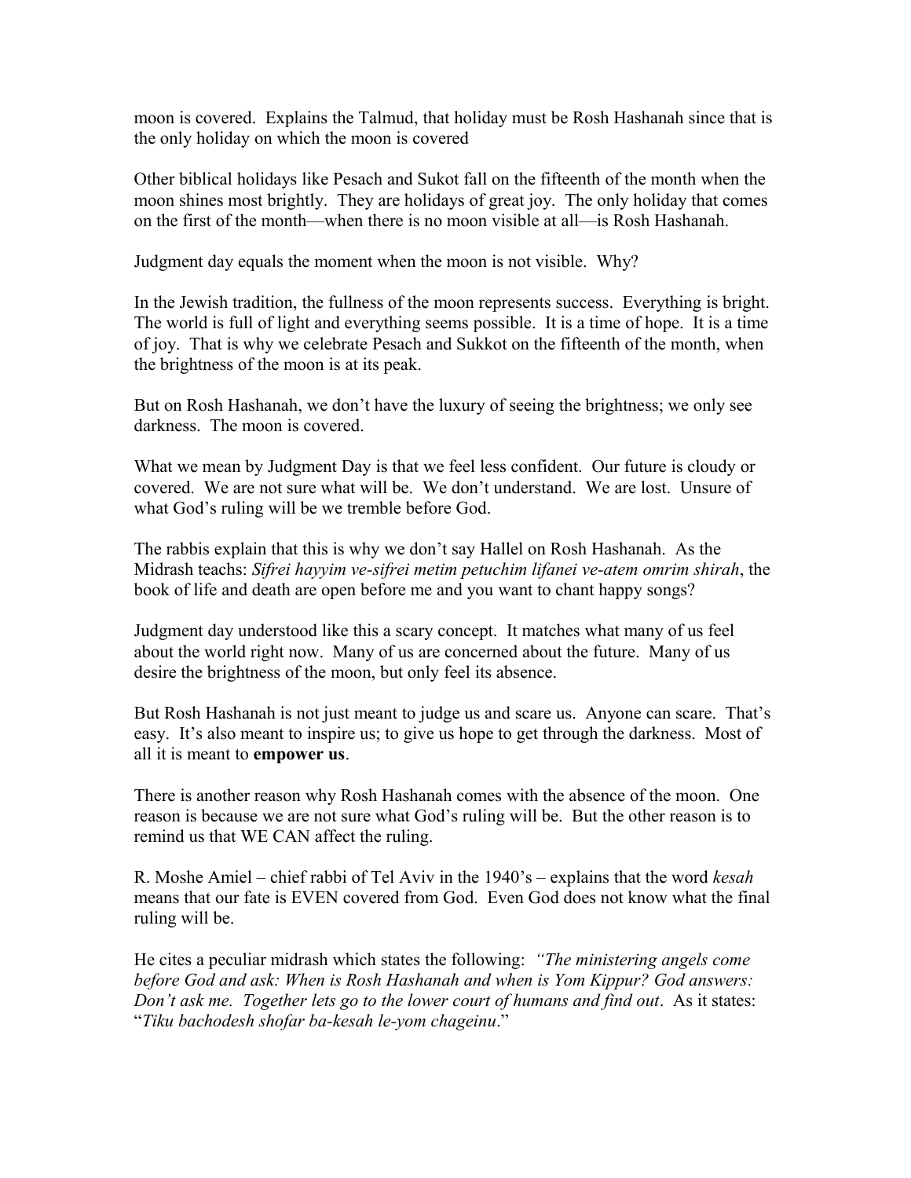moon is covered. Explains the Talmud, that holiday must be Rosh Hashanah since that is the only holiday on which the moon is covered

Other biblical holidays like Pesach and Sukot fall on the fifteenth of the month when the moon shines most brightly. They are holidays of great joy. The only holiday that comes on the first of the month—when there is no moon visible at all—is Rosh Hashanah.

Judgment day equals the moment when the moon is not visible. Why?

In the Jewish tradition, the fullness of the moon represents success. Everything is bright. The world is full of light and everything seems possible. It is a time of hope. It is a time of joy. That is why we celebrate Pesach and Sukkot on the fifteenth of the month, when the brightness of the moon is at its peak.

But on Rosh Hashanah, we don't have the luxury of seeing the brightness; we only see darkness. The moon is covered.

What we mean by Judgment Day is that we feel less confident. Our future is cloudy or covered. We are not sure what will be. We don't understand. We are lost. Unsure of what God's ruling will be we tremble before God.

The rabbis explain that this is why we don't say Hallel on Rosh Hashanah. As the Midrash teachs: *Sifrei hayyim ve-sifrei metim petuchim lifanei ve-atem omrim shirah*, the book of life and death are open before me and you want to chant happy songs?

Judgment day understood like this a scary concept. It matches what many of us feel about the world right now. Many of us are concerned about the future. Many of us desire the brightness of the moon, but only feel its absence.

But Rosh Hashanah is not just meant to judge us and scare us. Anyone can scare. That's easy. It's also meant to inspire us; to give us hope to get through the darkness. Most of all it is meant to **empower us**.

There is another reason why Rosh Hashanah comes with the absence of the moon. One reason is because we are not sure what God's ruling will be. But the other reason is to remind us that WE CAN affect the ruling.

R. Moshe Amiel – chief rabbi of Tel Aviv in the 1940's – explains that the word *kesah* means that our fate is EVEN covered from God. Even God does not know what the final ruling will be.

He cites a peculiar midrash which states the following: *"The ministering angels come before God and ask: When is Rosh Hashanah and when is Yom Kippur? God answers: Don't ask me. Together lets go to the lower court of humans and find out*. As it states: "*Tiku bachodesh shofar ba-kesah le-yom chageinu*."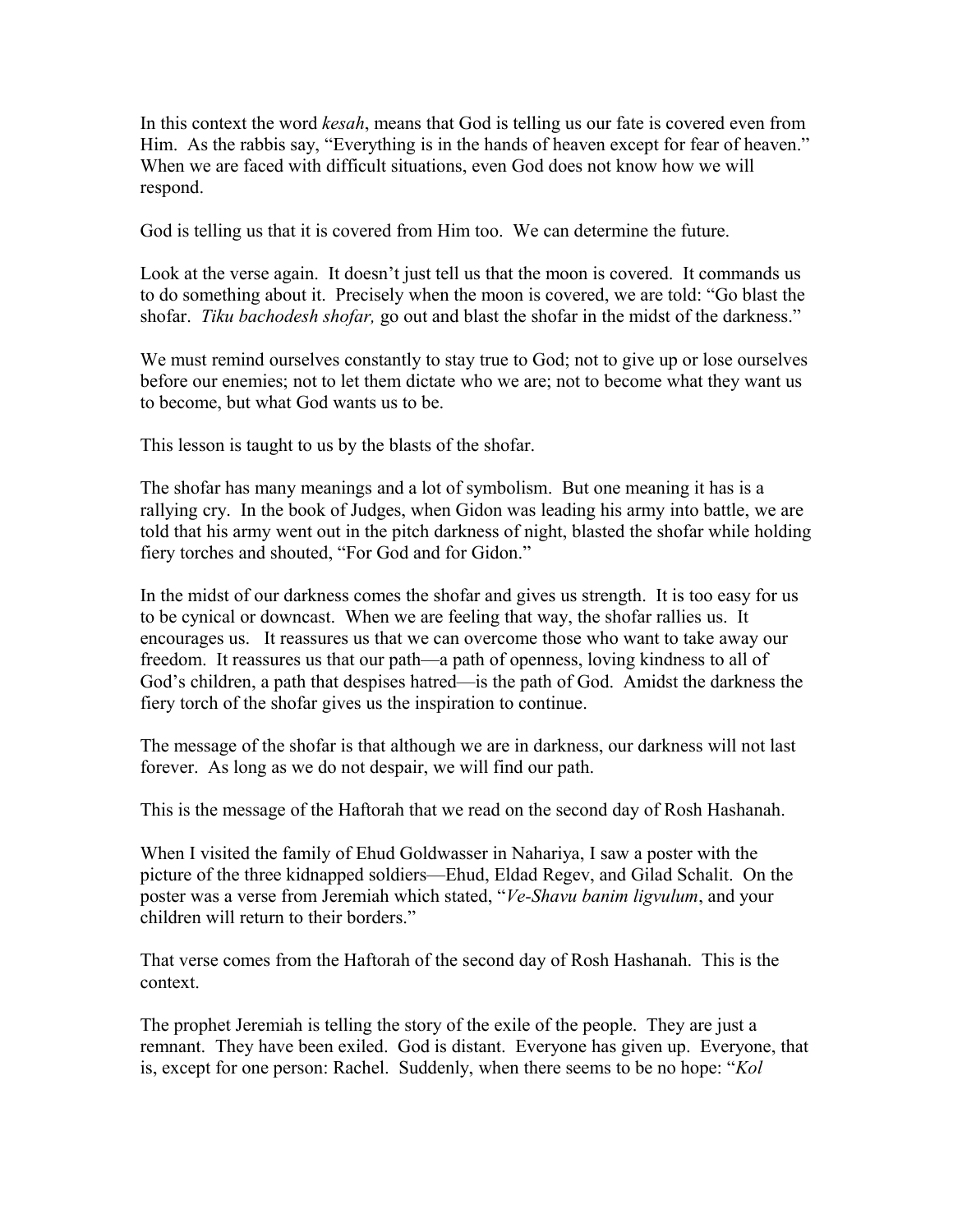In this context the word *kesah*, means that God is telling us our fate is covered even from Him. As the rabbis say, "Everything is in the hands of heaven except for fear of heaven." When we are faced with difficult situations, even God does not know how we will respond.

God is telling us that it is covered from Him too. We can determine the future.

Look at the verse again. It doesn't just tell us that the moon is covered. It commands us to do something about it. Precisely when the moon is covered, we are told: "Go blast the shofar. *Tiku bachodesh shofar,* go out and blast the shofar in the midst of the darkness."

We must remind ourselves constantly to stay true to God; not to give up or lose ourselves before our enemies; not to let them dictate who we are; not to become what they want us to become, but what God wants us to be.

This lesson is taught to us by the blasts of the shofar.

The shofar has many meanings and a lot of symbolism. But one meaning it has is a rallying cry. In the book of Judges, when Gidon was leading his army into battle, we are told that his army went out in the pitch darkness of night, blasted the shofar while holding fiery torches and shouted, "For God and for Gidon."

In the midst of our darkness comes the shofar and gives us strength. It is too easy for us to be cynical or downcast. When we are feeling that way, the shofar rallies us. It encourages us. It reassures us that we can overcome those who want to take away our freedom. It reassures us that our path—a path of openness, loving kindness to all of God's children, a path that despises hatred—is the path of God. Amidst the darkness the fiery torch of the shofar gives us the inspiration to continue.

The message of the shofar is that although we are in darkness, our darkness will not last forever. As long as we do not despair, we will find our path.

This is the message of the Haftorah that we read on the second day of Rosh Hashanah.

When I visited the family of Ehud Goldwasser in Nahariya, I saw a poster with the picture of the three kidnapped soldiers—Ehud, Eldad Regev, and Gilad Schalit. On the poster was a verse from Jeremiah which stated, "*Ve-Shavu banim ligvulum*, and your children will return to their borders."

That verse comes from the Haftorah of the second day of Rosh Hashanah. This is the context.

The prophet Jeremiah is telling the story of the exile of the people. They are just a remnant. They have been exiled. God is distant. Everyone has given up. Everyone, that is, except for one person: Rachel. Suddenly, when there seems to be no hope: "*Kol*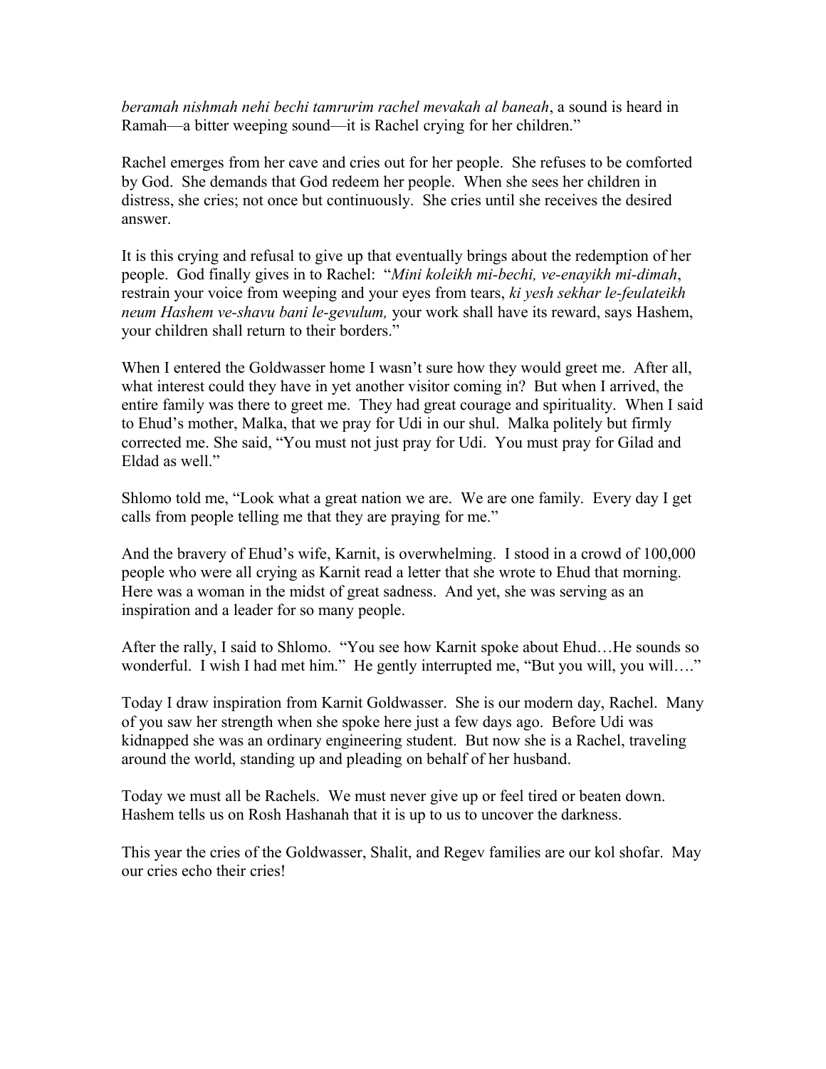*beramah nishmah nehi bechi tamrurim rachel mevakah al baneah*, a sound is heard in Ramah—a bitter weeping sound—it is Rachel crying for her children."

Rachel emerges from her cave and cries out for her people. She refuses to be comforted by God. She demands that God redeem her people. When she sees her children in distress, she cries; not once but continuously. She cries until she receives the desired answer.

It is this crying and refusal to give up that eventually brings about the redemption of her people. God finally gives in to Rachel: "*Mini koleikh mi-bechi, ve-enayikh mi-dimah*, restrain your voice from weeping and your eyes from tears, *ki yesh sekhar le-feulateikh neum Hashem ve-shavu bani le-gevulum,* your work shall have its reward, says Hashem, your children shall return to their borders."

When I entered the Goldwasser home I wasn't sure how they would greet me. After all, what interest could they have in yet another visitor coming in? But when I arrived, the entire family was there to greet me. They had great courage and spirituality. When I said to Ehud's mother, Malka, that we pray for Udi in our shul. Malka politely but firmly corrected me. She said, "You must not just pray for Udi. You must pray for Gilad and Eldad as well."

Shlomo told me, "Look what a great nation we are. We are one family. Every day I get calls from people telling me that they are praying for me."

And the bravery of Ehud's wife, Karnit, is overwhelming. I stood in a crowd of 100,000 people who were all crying as Karnit read a letter that she wrote to Ehud that morning. Here was a woman in the midst of great sadness. And yet, she was serving as an inspiration and a leader for so many people.

After the rally, I said to Shlomo. "You see how Karnit spoke about Ehud…He sounds so wonderful. I wish I had met him." He gently interrupted me, "But you will, you will…."

Today I draw inspiration from Karnit Goldwasser. She is our modern day, Rachel. Many of you saw her strength when she spoke here just a few days ago. Before Udi was kidnapped she was an ordinary engineering student. But now she is a Rachel, traveling around the world, standing up and pleading on behalf of her husband.

Today we must all be Rachels. We must never give up or feel tired or beaten down. Hashem tells us on Rosh Hashanah that it is up to us to uncover the darkness.

This year the cries of the Goldwasser, Shalit, and Regev families are our kol shofar. May our cries echo their cries!